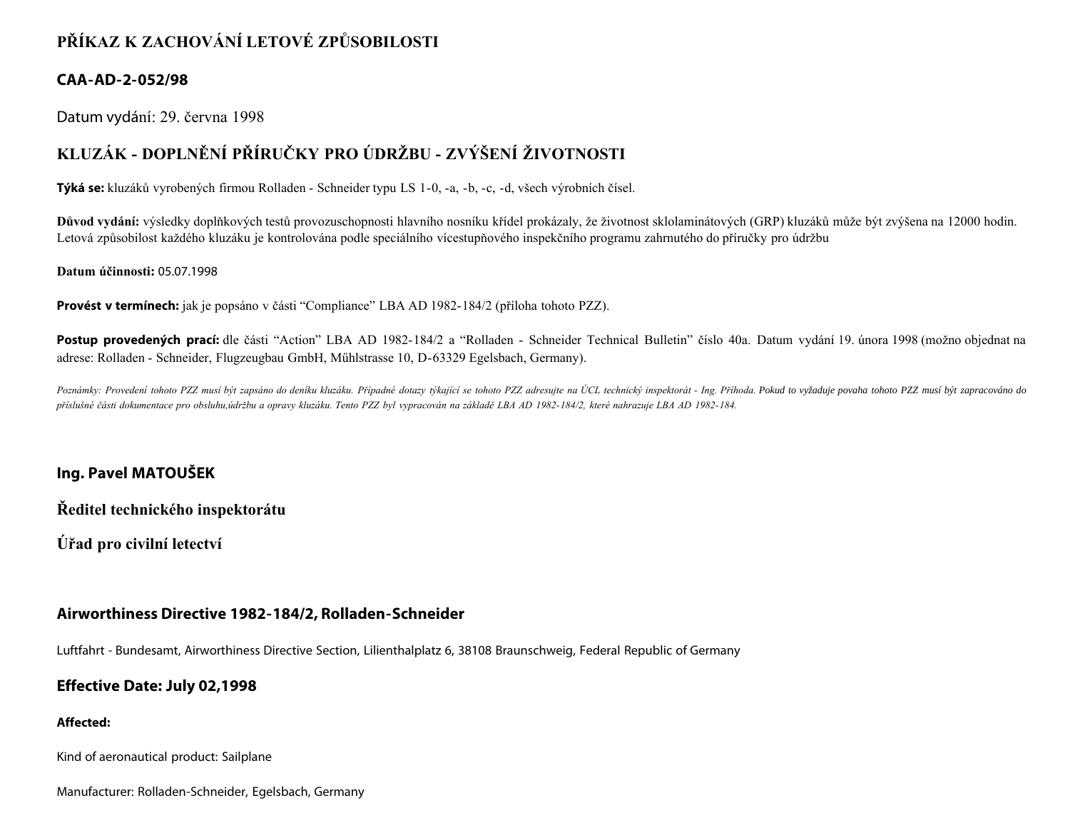# PŘÍKAZ K ZACHOVÁNÍ LETOVÉ ZPŮSOBILOSTI

## CAA-AD-2-052/98

Datum vydání: 29. června 1998

## KLUZÁK - DOPLNĚNÍ PŘÍRUČKY PRO ÚDRŽBU - ZVÝŠENÍ ŽIVOTNOSTI

**Týká se:** kluzáků vyrobených firmou Rolladen - Schneider typu LS 1-0, -a, -b, -c, -d, všech výrobních čísel.

**Důvod vydání:** výsledky doplňkových testů provozuschopnosti hlavního nosníku křídel prokázaly, že životnost sklolaminátových (GRP) kluzáků může být zvýšena na 12000 hodin. Letová způsobilost každého kluzáku je kontrolována podle speciálního vícestupňového inspekčního programu zahrnutého do příručky pro údržbu

**Datum účinnosti:** 05.07.1998

**Provést v termínech:** jak je popsáno v části "Compliance" LBA AD 1982-184/2 (příloha tohoto PZZ).

**Postup provedených prací:** dle části "Action" LBA AD 1982-184/2 a "Rolladen - Schneider Technical Bulletin" číslo 40a. Datum vydání 19. února 1998 (možno objednat na adrese: Rolladen - Schneider, Flugzeugbau GmbH, Műhlstrasse 10, D-63329 Egelsbach, Germany).

*Poznámky: Provedení tohoto PZZ musí být zapsáno do deníku kluzáku. Případné dotazy týkající se tohoto PZZ adresujte na ÚCL technický inspektorát - Ing. Příhoda. Pokud to vyžaduje povaha tohoto PZZ musí být zapracováno do příslušné části dokumentace pro obsluhu,údržbu a opravy kluzáku. Tento PZZ byl vypracován na základě LBA AD 1982-184/2, které nahrazuje LBA AD 1982-184.*

**Ing. Pavel MATOUŠEK**

**Ředitel technického inspektorátu**

**Úřad pro civilní letectví**

## Airworthiness Directive 1982-184/2, Rolladen-Schneider

Luftfahrt - Bundesamt, Airworthiness Directive Section, Lilienthalplatz 6, 38108 Braunschweig, Federal Republic of Germany

### Effective Date: July 02,1998

**Affected:**

Kind of aeronautical product: Sailplane

Manufacturer: Rolladen-Schneider, Egelsbach, Germany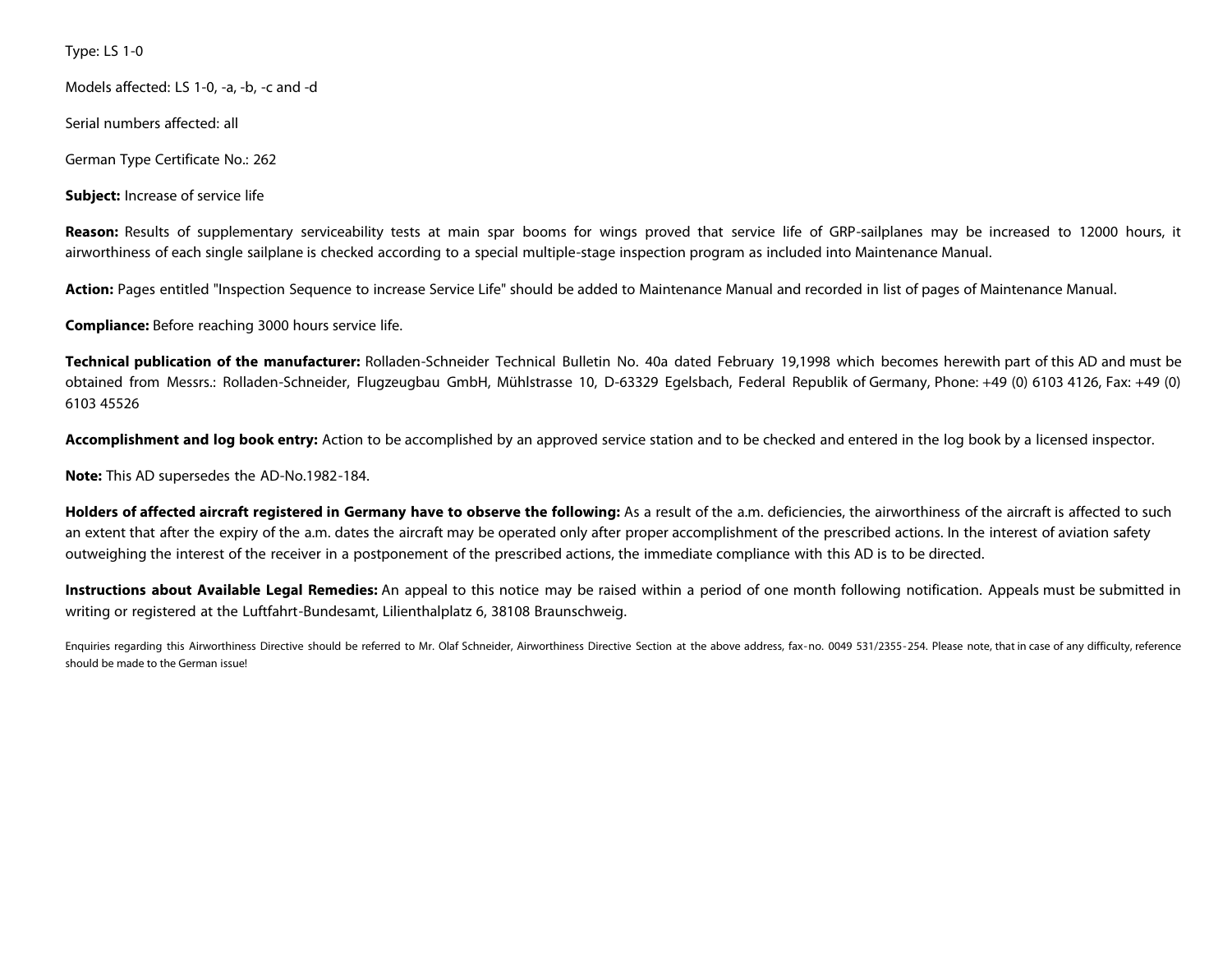Type: LS 1-0

Models affected: LS 1-0, -a, -b, -c and -d

Serial numbers affected: all

German Type Certificate No.: 262

**Subject:** Increase of service life

**Reason:** Results of supplementary serviceability tests at main spar booms for wings proved that service life of GRP-sailplanes may be increased to 12000 hours, it airworthiness of each single sailplane is checked according to a special multiple-stage inspection program as included into Maintenance Manual.

**Action:** Pages entitled "Inspection Sequence to increase Service Life" should be added to Maintenance Manual and recorded in list of pages of Maintenance Manual.

**Compliance:** Before reaching 3000 hours service life.

**Technical publication of the manufacturer:** Rolladen-Schneider Technical Bulletin No. 40a dated February 19,1998 which becomes herewith part of this AD and must be obtained from Messrs.: Rolladen-Schneider, Flugzeugbau GmbH, Mühlstrasse 10, D-63329 Egelsbach, Federal Republik of Germany, Phone: +49 (0) 6103 4126, Fax: +49 (0) 6103 45526

**Accomplishment and log book entry:** Action to be accomplished by an approved service station and to be checked and entered in the log book by a licensed inspector.

**Note:** This AD supersedes the AD-No.1982-184.

**Holders of affected aircraft registered in Germany have to observe the following:** As a result of the a.m. deficiencies, the airworthiness of the aircraft is affected to such an extent that after the expiry of the a.m. dates the aircraft may be operated only after proper accomplishment of the prescribed actions. In the interest of aviation safety outweighing the interest of the receiver in a postponement of the prescribed actions, the immediate compliance with this AD is to be directed.

**Instructions about Available Legal Remedies:** An appeal to this notice may be raised within a period of one month following notification. Appeals must be submitted in writing or registered at the Luftfahrt-Bundesamt, Lilienthalplatz 6, 38108 Braunschweig.

Enquiries regarding this Airworthiness Directive should be referred to Mr. Olaf Schneider, Airworthiness Directive Section at the above address, fax-no. 0049 531/2355-254. Please note, that in case of any difficulty, reference should be made to the German issue!